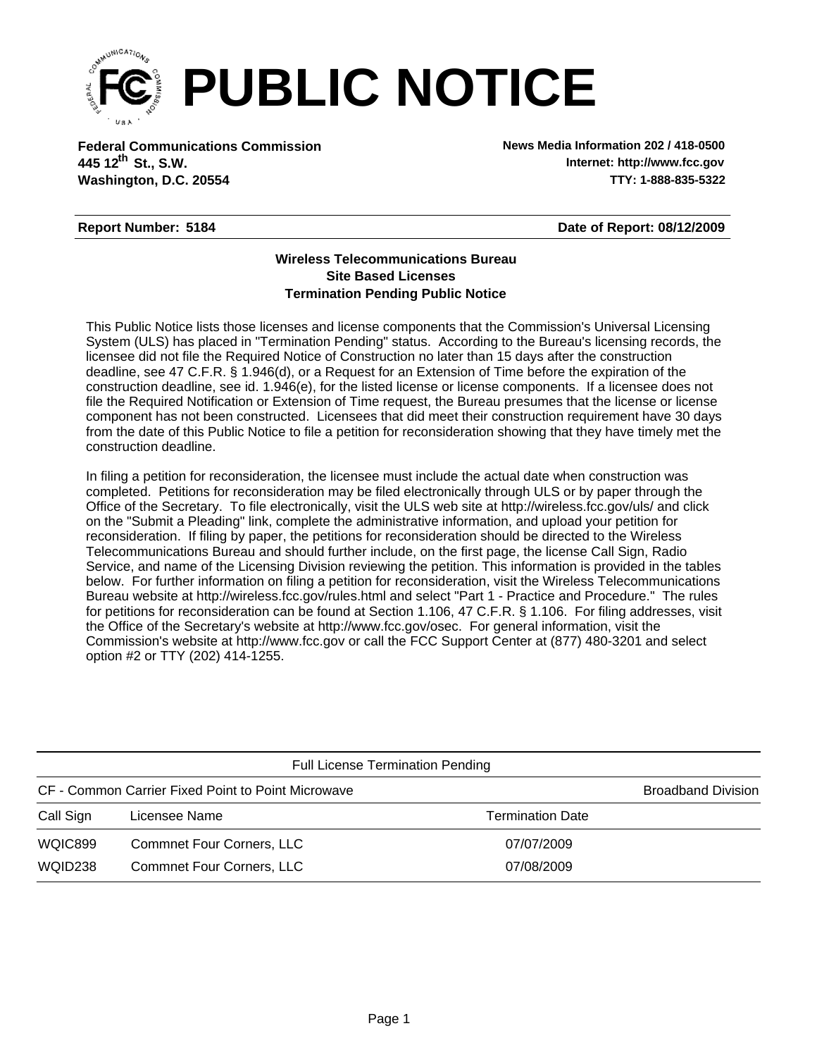# PUBLIC NOTICE

**Federal Communications Commission**
**445 12th St., S.W.**
**Washington, D.C. 20554**

**News Media Information 202 / 418-0500**
**Internet: http://www.fcc.gov**
**TTY: 1-888-835-5322**

**Report Number: 5184**

**Date of Report: 08/12/2009**

**Wireless Telecommunications Bureau**
**Site Based Licenses**
**Termination Pending Public Notice**

This Public Notice lists those licenses and license components that the Commission's Universal Licensing System (ULS) has placed in "Termination Pending" status. According to the Bureau's licensing records, the licensee did not file the Required Notice of Construction no later than 15 days after the construction deadline, see 47 C.F.R. § 1.946(d), or a Request for an Extension of Time before the expiration of the construction deadline, see id. 1.946(e), for the listed license or license components. If a licensee does not file the Required Notification or Extension of Time request, the Bureau presumes that the license or license component has not been constructed. Licensees that did meet their construction requirement have 30 days from the date of this Public Notice to file a petition for reconsideration showing that they have timely met the construction deadline.

In filing a petition for reconsideration, the licensee must include the actual date when construction was completed. Petitions for reconsideration may be filed electronically through ULS or by paper through the Office of the Secretary. To file electronically, visit the ULS web site at http://wireless.fcc.gov/uls/ and click on the "Submit a Pleading" link, complete the administrative information, and upload your petition for reconsideration. If filing by paper, the petitions for reconsideration should be directed to the Wireless Telecommunications Bureau and should further include, on the first page, the license Call Sign, Radio Service, and name of the Licensing Division reviewing the petition. This information is provided in the tables below. For further information on filing a petition for reconsideration, visit the Wireless Telecommunications Bureau website at http://wireless.fcc.gov/rules.html and select "Part 1 - Practice and Procedure." The rules for petitions for reconsideration can be found at Section 1.106, 47 C.F.R. § 1.106. For filing addresses, visit the Office of the Secretary's website at http://www.fcc.gov/osec. For general information, visit the Commission's website at http://www.fcc.gov or call the FCC Support Center at (877) 480-3201 and select option #2 or TTY (202) 414-1255.

Full License Termination Pending

CF - Common Carrier Fixed Point to Point Microwave — Broadband Division

| Call Sign | Licensee Name | Termination Date |
|---|---|---|
| WQIC899 | Commnet Four Corners, LLC | 07/07/2009 |
| WQID238 | Commnet Four Corners, LLC | 07/08/2009 |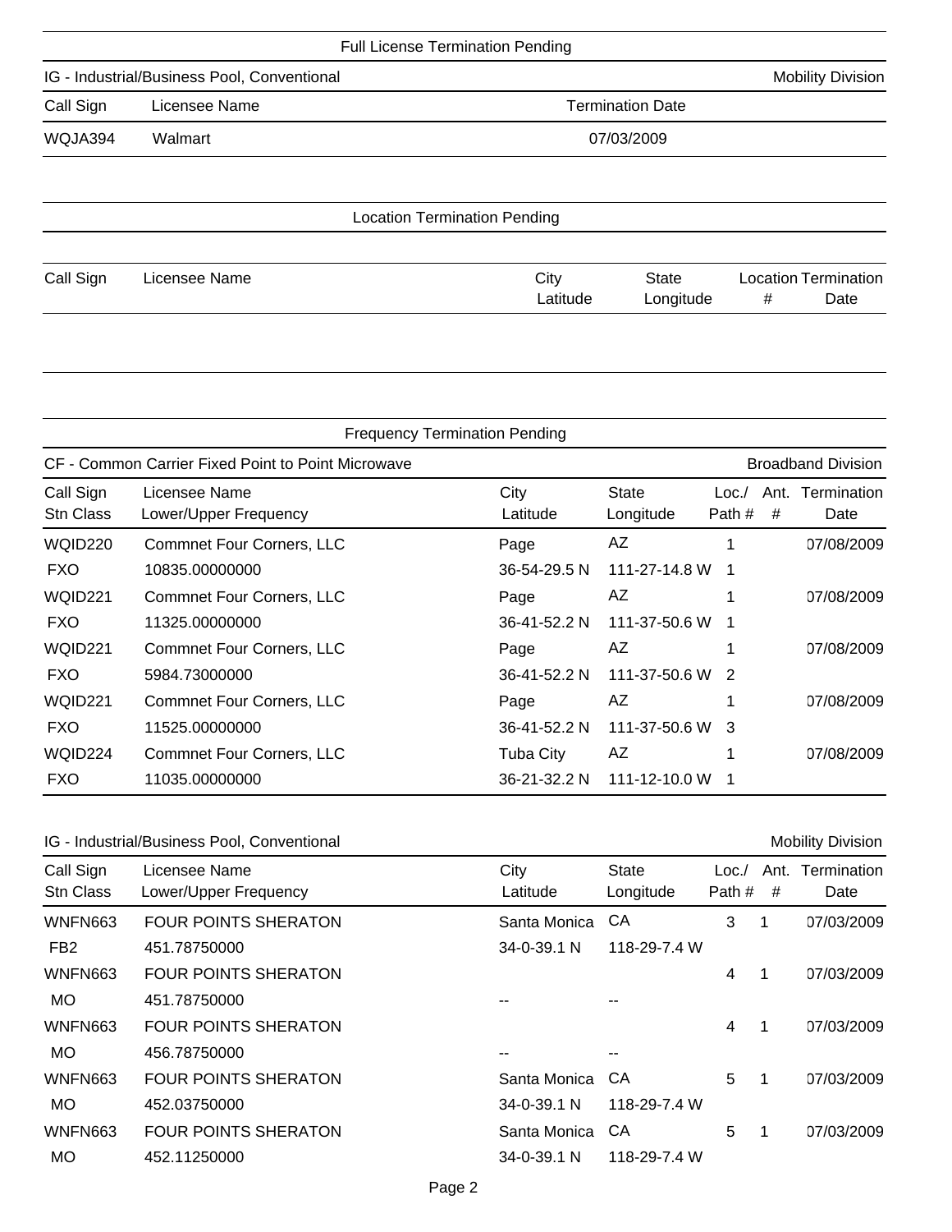## Full License Termination Pending

IG - Industrial/Business Pool, Conventional — Mobility Division

| Call Sign | Licensee Name | Termination Date |
|---|---|---|
| WQJA394 | Walmart | 07/03/2009 |

## Location Termination Pending

| Call Sign | Licensee Name | City<br>Latitude | State<br>Longitude | Location # | Termination Date |
|---|---|---|---|---|---|

## Frequency Termination Pending

CF - Common Carrier Fixed Point to Point Microwave — Broadband Division

| Call Sign<br>Stn Class | Licensee Name<br>Lower/Upper Frequency | City<br>Latitude | State<br>Longitude | Loc./<br>Path # | Ant.<br># | Termination<br>Date |
|---|---|---|---|---|---|---|
| WQID220 | Commnet Four Corners, LLC | Page | AZ | 1 | | 07/08/2009 |
| FXO | 10835.00000000 | 36-54-29.5 N | 111-27-14.8 W | 1 | | |
| WQID221 | Commnet Four Corners, LLC | Page | AZ | 1 | | 07/08/2009 |
| FXO | 11325.00000000 | 36-41-52.2 N | 111-37-50.6 W | 1 | | |
| WQID221 | Commnet Four Corners, LLC | Page | AZ | 1 | | 07/08/2009 |
| FXO | 5984.73000000 | 36-41-52.2 N | 111-37-50.6 W | 2 | | |
| WQID221 | Commnet Four Corners, LLC | Page | AZ | 1 | | 07/08/2009 |
| FXO | 11525.00000000 | 36-41-52.2 N | 111-37-50.6 W | 3 | | |
| WQID224 | Commnet Four Corners, LLC | Tuba City | AZ | 1 | | 07/08/2009 |
| FXO | 11035.00000000 | 36-21-32.2 N | 111-12-10.0 W | 1 | | |

IG - Industrial/Business Pool, Conventional — Mobility Division

| Call Sign<br>Stn Class | Licensee Name<br>Lower/Upper Frequency | City<br>Latitude | State<br>Longitude | Loc./<br>Path # | Ant.<br># | Termination<br>Date |
|---|---|---|---|---|---|---|
| WNFN663 | FOUR POINTS SHERATON | Santa Monica | CA | 3 | 1 | 07/03/2009 |
| FB2 | 451.78750000 | 34-0-39.1 N | 118-29-7.4 W | | | |
| WNFN663 | FOUR POINTS SHERATON | | | 4 | 1 | 07/03/2009 |
| MO | 451.78750000 | -- | -- | | | |
| WNFN663 | FOUR POINTS SHERATON | | | 4 | 1 | 07/03/2009 |
| MO | 456.78750000 | -- | -- | | | |
| WNFN663 | FOUR POINTS SHERATON | Santa Monica | CA | 5 | 1 | 07/03/2009 |
| MO | 452.03750000 | 34-0-39.1 N | 118-29-7.4 W | | | |
| WNFN663 | FOUR POINTS SHERATON | Santa Monica | CA | 5 | 1 | 07/03/2009 |
| MO | 452.11250000 | 34-0-39.1 N | 118-29-7.4 W | | | |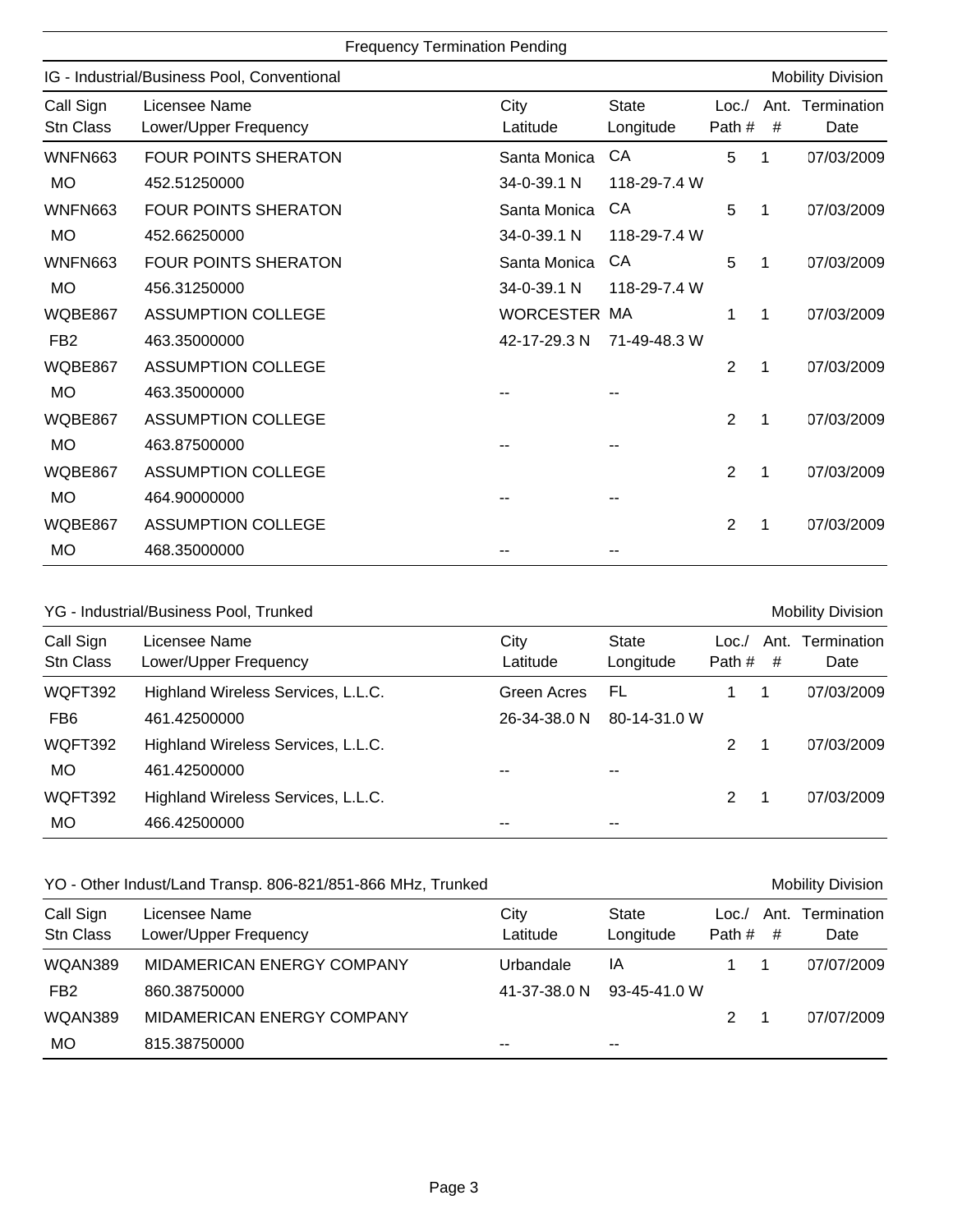## Frequency Termination Pending

### IG - Industrial/Business Pool, Conventional

Mobility Division

| Call Sign<br>Stn Class | Licensee Name<br>Lower/Upper Frequency | City<br>Latitude | State<br>Longitude | Loc./<br>Path # | Ant.<br># | Termination<br>Date |
|---|---|---|---|---|---|---|
| WNFN663<br>MO | FOUR POINTS SHERATON<br>452.51250000 | Santa Monica<br>34-0-39.1 N | CA<br>118-29-7.4 W | 5 | 1 | 07/03/2009 |
| WNFN663<br>MO | FOUR POINTS SHERATON<br>452.66250000 | Santa Monica<br>34-0-39.1 N | CA<br>118-29-7.4 W | 5 | 1 | 07/03/2009 |
| WNFN663<br>MO | FOUR POINTS SHERATON<br>456.31250000 | Santa Monica<br>34-0-39.1 N | CA<br>118-29-7.4 W | 5 | 1 | 07/03/2009 |
| WQBE867<br>FB2 | ASSUMPTION COLLEGE<br>463.35000000 | WORCESTER<br>42-17-29.3 N | MA<br>71-49-48.3 W | 1 | 1 | 07/03/2009 |
| WQBE867<br>MO | ASSUMPTION COLLEGE<br>463.35000000 | <br>-- | <br>-- | 2 | 1 | 07/03/2009 |
| WQBE867<br>MO | ASSUMPTION COLLEGE<br>463.87500000 | <br>-- | <br>-- | 2 | 1 | 07/03/2009 |
| WQBE867<br>MO | ASSUMPTION COLLEGE<br>464.90000000 | <br>-- | <br>-- | 2 | 1 | 07/03/2009 |
| WQBE867<br>MO | ASSUMPTION COLLEGE<br>468.35000000 | <br>-- | <br>-- | 2 | 1 | 07/03/2009 |

### YG - Industrial/Business Pool, Trunked

Mobility Division

| Call Sign<br>Stn Class | Licensee Name<br>Lower/Upper Frequency | City<br>Latitude | State<br>Longitude | Loc./<br>Path # | Ant.<br># | Termination<br>Date |
|---|---|---|---|---|---|---|
| WQFT392<br>FB6 | Highland Wireless Services, L.L.C.<br>461.42500000 | Green Acres<br>26-34-38.0 N | FL<br>80-14-31.0 W | 1 | 1 | 07/03/2009 |
| WQFT392<br>MO | Highland Wireless Services, L.L.C.<br>461.42500000 | <br>-- | <br>-- | 2 | 1 | 07/03/2009 |
| WQFT392<br>MO | Highland Wireless Services, L.L.C.<br>466.42500000 | <br>-- | <br>-- | 2 | 1 | 07/03/2009 |

### YO - Other Indust/Land Transp. 806-821/851-866 MHz, Trunked

Mobility Division

| Call Sign<br>Stn Class | Licensee Name<br>Lower/Upper Frequency | City<br>Latitude | State<br>Longitude | Loc./<br>Path # | Ant.<br># | Termination<br>Date |
|---|---|---|---|---|---|---|
| WQAN389<br>FB2 | MIDAMERICAN ENERGY COMPANY<br>860.38750000 | Urbandale<br>41-37-38.0 N | IA<br>93-45-41.0 W | 1 | 1 | 07/07/2009 |
| WQAN389<br>MO | MIDAMERICAN ENERGY COMPANY<br>815.38750000 | <br>-- | <br>-- | 2 | 1 | 07/07/2009 |